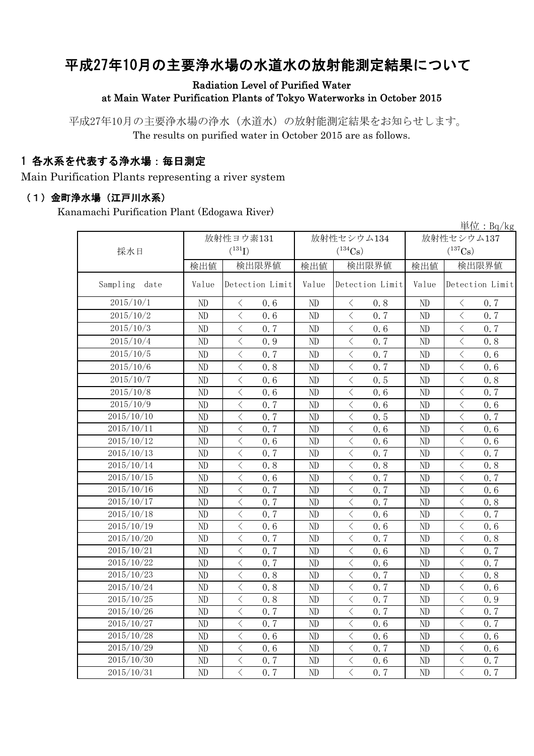# 平成27年10月の主要浄水場の水道水の放射能測定結果について

**Radiation Level of Purified Water at Main Water Purification Plants of Tokyo Waterworks in October 2015**

平成27年10月の主要浄水場の浄水（水道水）の放射能測定結果をお知らせします。
The results on purified water in October 2015 are as follows.

## 1 各水系を代表する浄水場：毎日測定

Main Purification Plants representing a river system

### （1）金町浄水場（江戸川水系）

Kanamachi Purification Plant (Edogawa River)

単位：Bq/kg

| 採水日 | 放射性ヨウ素131 ($^{131}I$) | | 放射性セシウム134 ($^{134}Cs$) | | 放射性セシウム137 ($^{137}Cs$) | |
|---|---|---|---|---|---|---|
| | 検出値 | 検出限界値 | 検出値 | 検出限界値 | 検出値 | 検出限界値 |
| Sampling date | Value | Detection Limit | Value | Detection Limit | Value | Detection Limit |
| 2015/10/1 | ND | < 0.6 | ND | < 0.8 | ND | < 0.7 |
| 2015/10/2 | ND | < 0.6 | ND | < 0.7 | ND | < 0.7 |
| 2015/10/3 | ND | < 0.7 | ND | < 0.6 | ND | < 0.7 |
| 2015/10/4 | ND | < 0.9 | ND | < 0.7 | ND | < 0.8 |
| 2015/10/5 | ND | < 0.7 | ND | < 0.7 | ND | < 0.6 |
| 2015/10/6 | ND | < 0.8 | ND | < 0.7 | ND | < 0.6 |
| 2015/10/7 | ND | < 0.6 | ND | < 0.5 | ND | < 0.8 |
| 2015/10/8 | ND | < 0.6 | ND | < 0.6 | ND | < 0.7 |
| 2015/10/9 | ND | < 0.7 | ND | < 0.6 | ND | < 0.6 |
| 2015/10/10 | ND | < 0.7 | ND | < 0.5 | ND | < 0.7 |
| 2015/10/11 | ND | < 0.7 | ND | < 0.6 | ND | < 0.6 |
| 2015/10/12 | ND | < 0.6 | ND | < 0.6 | ND | < 0.6 |
| 2015/10/13 | ND | < 0.7 | ND | < 0.7 | ND | < 0.7 |
| 2015/10/14 | ND | < 0.8 | ND | < 0.8 | ND | < 0.8 |
| 2015/10/15 | ND | < 0.6 | ND | < 0.7 | ND | < 0.7 |
| 2015/10/16 | ND | < 0.7 | ND | < 0.7 | ND | < 0.6 |
| 2015/10/17 | ND | < 0.7 | ND | < 0.7 | ND | < 0.8 |
| 2015/10/18 | ND | < 0.7 | ND | < 0.6 | ND | < 0.7 |
| 2015/10/19 | ND | < 0.6 | ND | < 0.6 | ND | < 0.6 |
| 2015/10/20 | ND | < 0.7 | ND | < 0.7 | ND | < 0.8 |
| 2015/10/21 | ND | < 0.7 | ND | < 0.6 | ND | < 0.7 |
| 2015/10/22 | ND | < 0.7 | ND | < 0.6 | ND | < 0.7 |
| 2015/10/23 | ND | < 0.8 | ND | < 0.7 | ND | < 0.8 |
| 2015/10/24 | ND | < 0.8 | ND | < 0.7 | ND | < 0.6 |
| 2015/10/25 | ND | < 0.8 | ND | < 0.7 | ND | < 0.9 |
| 2015/10/26 | ND | < 0.7 | ND | < 0.7 | ND | < 0.7 |
| 2015/10/27 | ND | < 0.7 | ND | < 0.6 | ND | < 0.7 |
| 2015/10/28 | ND | < 0.6 | ND | < 0.6 | ND | < 0.6 |
| 2015/10/29 | ND | < 0.6 | ND | < 0.7 | ND | < 0.6 |
| 2015/10/30 | ND | < 0.7 | ND | < 0.6 | ND | < 0.7 |
| 2015/10/31 | ND | < 0.7 | ND | < 0.7 | ND | < 0.7 |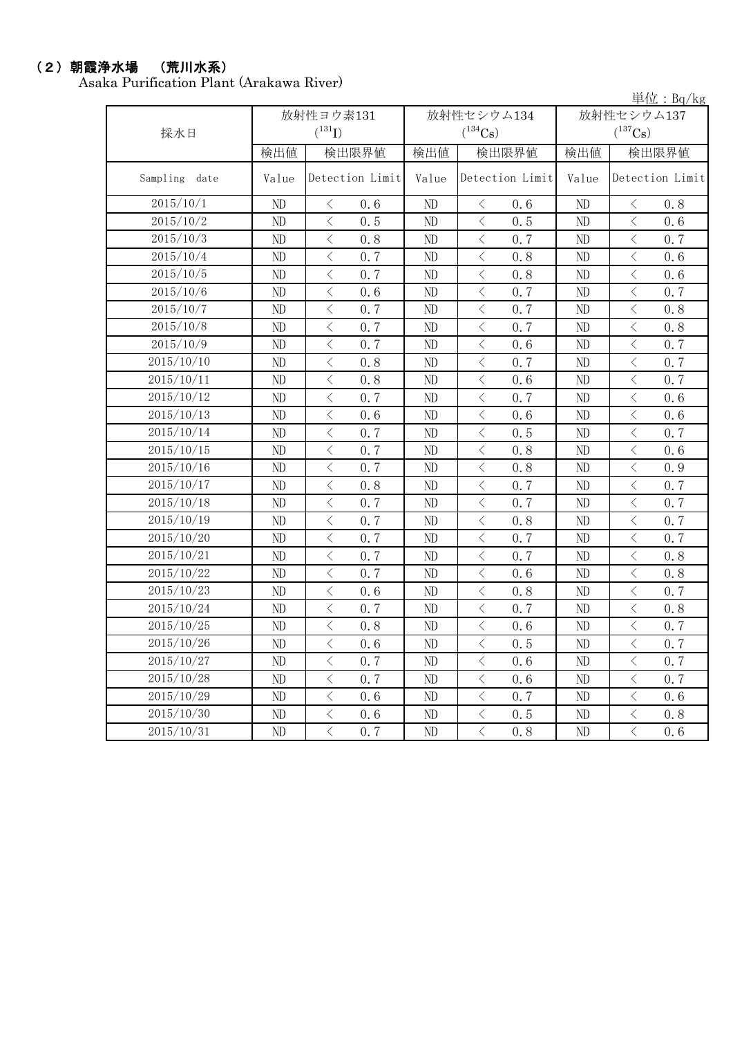## （2）朝霞浄水場　（荒川水系）

Asaka Purification Plant (Arakawa River)

単位：Bq/kg

| 採水日 | 放射性ヨウ素131 ($^{131}I$) | | 放射性セシウム134 ($^{134}Cs$) | | 放射性セシウム137 ($^{137}Cs$) | |
|---|---|---|---|---|---|---|
| | 検出値 | 検出限界値 | 検出値 | 検出限界値 | 検出値 | 検出限界値 |
| Sampling date | Value | Detection Limit | Value | Detection Limit | Value | Detection Limit |
| 2015/10/1 | ND | ＜ 0.6 | ND | ＜ 0.6 | ND | ＜ 0.8 |
| 2015/10/2 | ND | ＜ 0.5 | ND | ＜ 0.5 | ND | ＜ 0.6 |
| 2015/10/3 | ND | ＜ 0.8 | ND | ＜ 0.7 | ND | ＜ 0.7 |
| 2015/10/4 | ND | ＜ 0.7 | ND | ＜ 0.8 | ND | ＜ 0.6 |
| 2015/10/5 | ND | ＜ 0.7 | ND | ＜ 0.8 | ND | ＜ 0.6 |
| 2015/10/6 | ND | ＜ 0.6 | ND | ＜ 0.7 | ND | ＜ 0.7 |
| 2015/10/7 | ND | ＜ 0.7 | ND | ＜ 0.7 | ND | ＜ 0.8 |
| 2015/10/8 | ND | ＜ 0.7 | ND | ＜ 0.7 | ND | ＜ 0.8 |
| 2015/10/9 | ND | ＜ 0.7 | ND | ＜ 0.6 | ND | ＜ 0.7 |
| 2015/10/10 | ND | ＜ 0.8 | ND | ＜ 0.7 | ND | ＜ 0.7 |
| 2015/10/11 | ND | ＜ 0.8 | ND | ＜ 0.6 | ND | ＜ 0.7 |
| 2015/10/12 | ND | ＜ 0.7 | ND | ＜ 0.7 | ND | ＜ 0.6 |
| 2015/10/13 | ND | ＜ 0.6 | ND | ＜ 0.6 | ND | ＜ 0.6 |
| 2015/10/14 | ND | ＜ 0.7 | ND | ＜ 0.5 | ND | ＜ 0.7 |
| 2015/10/15 | ND | ＜ 0.7 | ND | ＜ 0.8 | ND | ＜ 0.6 |
| 2015/10/16 | ND | ＜ 0.7 | ND | ＜ 0.8 | ND | ＜ 0.9 |
| 2015/10/17 | ND | ＜ 0.8 | ND | ＜ 0.7 | ND | ＜ 0.7 |
| 2015/10/18 | ND | ＜ 0.7 | ND | ＜ 0.7 | ND | ＜ 0.7 |
| 2015/10/19 | ND | ＜ 0.7 | ND | ＜ 0.8 | ND | ＜ 0.7 |
| 2015/10/20 | ND | ＜ 0.7 | ND | ＜ 0.7 | ND | ＜ 0.7 |
| 2015/10/21 | ND | ＜ 0.7 | ND | ＜ 0.7 | ND | ＜ 0.8 |
| 2015/10/22 | ND | ＜ 0.7 | ND | ＜ 0.6 | ND | ＜ 0.8 |
| 2015/10/23 | ND | ＜ 0.6 | ND | ＜ 0.8 | ND | ＜ 0.7 |
| 2015/10/24 | ND | ＜ 0.7 | ND | ＜ 0.7 | ND | ＜ 0.8 |
| 2015/10/25 | ND | ＜ 0.8 | ND | ＜ 0.6 | ND | ＜ 0.7 |
| 2015/10/26 | ND | ＜ 0.6 | ND | ＜ 0.5 | ND | ＜ 0.7 |
| 2015/10/27 | ND | ＜ 0.7 | ND | ＜ 0.6 | ND | ＜ 0.7 |
| 2015/10/28 | ND | ＜ 0.7 | ND | ＜ 0.6 | ND | ＜ 0.7 |
| 2015/10/29 | ND | ＜ 0.6 | ND | ＜ 0.7 | ND | ＜ 0.6 |
| 2015/10/30 | ND | ＜ 0.6 | ND | ＜ 0.5 | ND | ＜ 0.8 |
| 2015/10/31 | ND | ＜ 0.7 | ND | ＜ 0.8 | ND | ＜ 0.6 |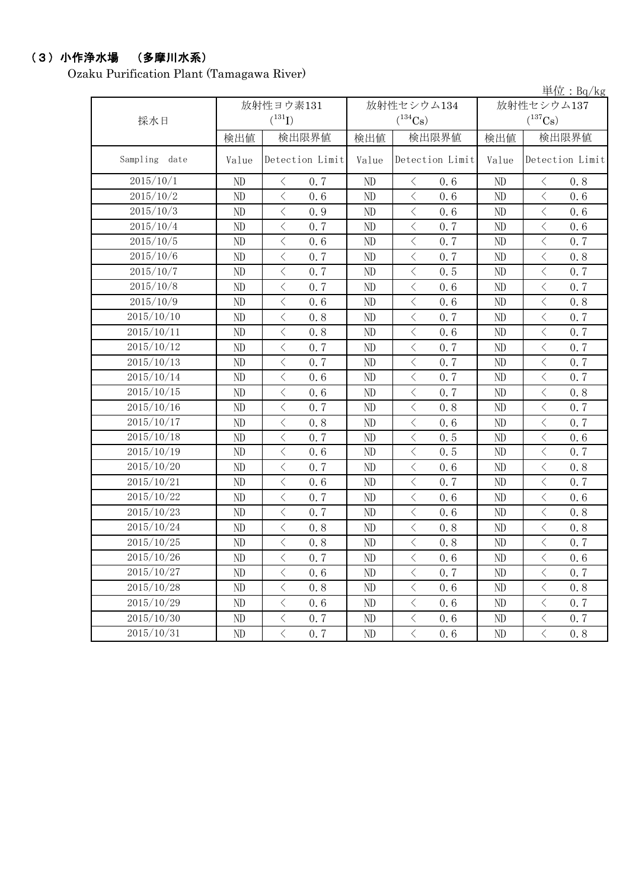## （３）小作浄水場 （多摩川水系）

Ozaku Purification Plant (Tamagawa River)

単位：Bq/kg

| 採水日 | 放射性ヨウ素131 ($^{131}I$) | | 放射性セシウム134 ($^{134}Cs$) | | 放射性セシウム137 ($^{137}Cs$) | |
|---|---|---|---|---|---|---|
| | 検出値 | 検出限界値 | 検出値 | 検出限界値 | 検出値 | 検出限界値 |
| Sampling date | Value | Detection Limit | Value | Detection Limit | Value | Detection Limit |
| 2015/10/1 | ND | ＜ 0.7 | ND | ＜ 0.6 | ND | ＜ 0.8 |
| 2015/10/2 | ND | ＜ 0.6 | ND | ＜ 0.6 | ND | ＜ 0.6 |
| 2015/10/3 | ND | ＜ 0.9 | ND | ＜ 0.6 | ND | ＜ 0.6 |
| 2015/10/4 | ND | ＜ 0.7 | ND | ＜ 0.7 | ND | ＜ 0.6 |
| 2015/10/5 | ND | ＜ 0.6 | ND | ＜ 0.7 | ND | ＜ 0.7 |
| 2015/10/6 | ND | ＜ 0.7 | ND | ＜ 0.7 | ND | ＜ 0.8 |
| 2015/10/7 | ND | ＜ 0.7 | ND | ＜ 0.5 | ND | ＜ 0.7 |
| 2015/10/8 | ND | ＜ 0.7 | ND | ＜ 0.6 | ND | ＜ 0.7 |
| 2015/10/9 | ND | ＜ 0.6 | ND | ＜ 0.6 | ND | ＜ 0.8 |
| 2015/10/10 | ND | ＜ 0.8 | ND | ＜ 0.7 | ND | ＜ 0.7 |
| 2015/10/11 | ND | ＜ 0.8 | ND | ＜ 0.6 | ND | ＜ 0.7 |
| 2015/10/12 | ND | ＜ 0.7 | ND | ＜ 0.7 | ND | ＜ 0.7 |
| 2015/10/13 | ND | ＜ 0.7 | ND | ＜ 0.7 | ND | ＜ 0.7 |
| 2015/10/14 | ND | ＜ 0.6 | ND | ＜ 0.7 | ND | ＜ 0.7 |
| 2015/10/15 | ND | ＜ 0.6 | ND | ＜ 0.7 | ND | ＜ 0.8 |
| 2015/10/16 | ND | ＜ 0.7 | ND | ＜ 0.8 | ND | ＜ 0.7 |
| 2015/10/17 | ND | ＜ 0.8 | ND | ＜ 0.6 | ND | ＜ 0.7 |
| 2015/10/18 | ND | ＜ 0.7 | ND | ＜ 0.5 | ND | ＜ 0.6 |
| 2015/10/19 | ND | ＜ 0.6 | ND | ＜ 0.5 | ND | ＜ 0.7 |
| 2015/10/20 | ND | ＜ 0.7 | ND | ＜ 0.6 | ND | ＜ 0.8 |
| 2015/10/21 | ND | ＜ 0.6 | ND | ＜ 0.7 | ND | ＜ 0.7 |
| 2015/10/22 | ND | ＜ 0.7 | ND | ＜ 0.6 | ND | ＜ 0.6 |
| 2015/10/23 | ND | ＜ 0.7 | ND | ＜ 0.6 | ND | ＜ 0.8 |
| 2015/10/24 | ND | ＜ 0.8 | ND | ＜ 0.8 | ND | ＜ 0.8 |
| 2015/10/25 | ND | ＜ 0.8 | ND | ＜ 0.8 | ND | ＜ 0.7 |
| 2015/10/26 | ND | ＜ 0.7 | ND | ＜ 0.6 | ND | ＜ 0.6 |
| 2015/10/27 | ND | ＜ 0.6 | ND | ＜ 0.7 | ND | ＜ 0.7 |
| 2015/10/28 | ND | ＜ 0.8 | ND | ＜ 0.6 | ND | ＜ 0.8 |
| 2015/10/29 | ND | ＜ 0.6 | ND | ＜ 0.6 | ND | ＜ 0.7 |
| 2015/10/30 | ND | ＜ 0.7 | ND | ＜ 0.6 | ND | ＜ 0.7 |
| 2015/10/31 | ND | ＜ 0.7 | ND | ＜ 0.6 | ND | ＜ 0.8 |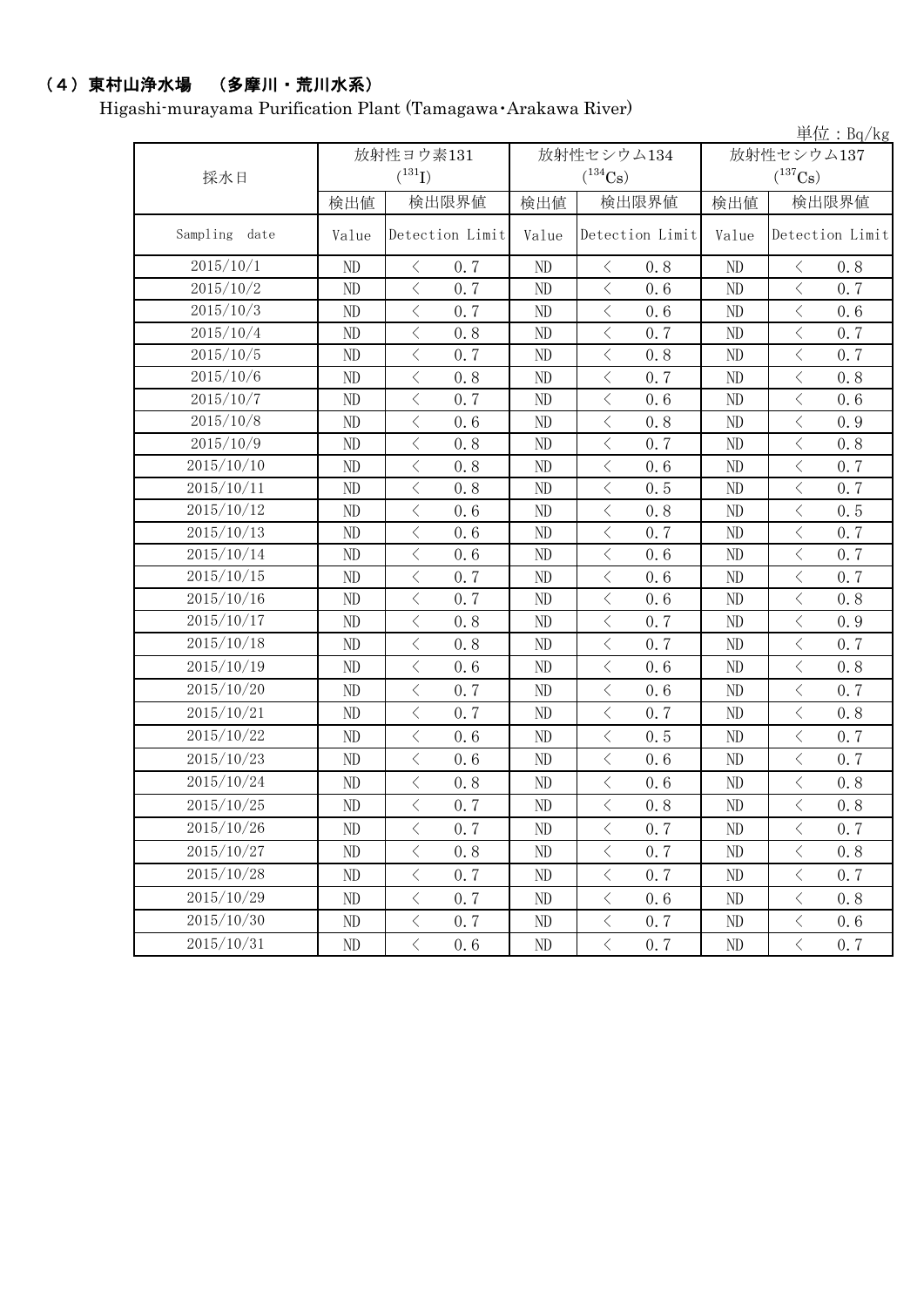## （4）東村山浄水場　（多摩川・荒川水系）

Higashi-murayama Purification Plant (Tamagawa･Arakawa River)

単位：Bq/kg

| 採水日 | 放射性ヨウ素131 ($^{131}I$) | | 放射性セシウム134 ($^{134}Cs$) | | 放射性セシウム137 ($^{137}Cs$) | |
|---|---|---|---|---|---|---|
| | 検出値 | 検出限界値 | 検出値 | 検出限界値 | 検出値 | 検出限界値 |
| Sampling date | Value | Detection Limit | Value | Detection Limit | Value | Detection Limit |
| 2015/10/1 | ND | ＜ 0.7 | ND | ＜ 0.8 | ND | ＜ 0.8 |
| 2015/10/2 | ND | ＜ 0.7 | ND | ＜ 0.6 | ND | ＜ 0.7 |
| 2015/10/3 | ND | ＜ 0.7 | ND | ＜ 0.6 | ND | ＜ 0.6 |
| 2015/10/4 | ND | ＜ 0.8 | ND | ＜ 0.7 | ND | ＜ 0.7 |
| 2015/10/5 | ND | ＜ 0.7 | ND | ＜ 0.8 | ND | ＜ 0.7 |
| 2015/10/6 | ND | ＜ 0.8 | ND | ＜ 0.7 | ND | ＜ 0.8 |
| 2015/10/7 | ND | ＜ 0.7 | ND | ＜ 0.6 | ND | ＜ 0.6 |
| 2015/10/8 | ND | ＜ 0.6 | ND | ＜ 0.8 | ND | ＜ 0.9 |
| 2015/10/9 | ND | ＜ 0.8 | ND | ＜ 0.7 | ND | ＜ 0.8 |
| 2015/10/10 | ND | ＜ 0.8 | ND | ＜ 0.6 | ND | ＜ 0.7 |
| 2015/10/11 | ND | ＜ 0.8 | ND | ＜ 0.5 | ND | ＜ 0.7 |
| 2015/10/12 | ND | ＜ 0.6 | ND | ＜ 0.8 | ND | ＜ 0.5 |
| 2015/10/13 | ND | ＜ 0.6 | ND | ＜ 0.7 | ND | ＜ 0.7 |
| 2015/10/14 | ND | ＜ 0.6 | ND | ＜ 0.6 | ND | ＜ 0.7 |
| 2015/10/15 | ND | ＜ 0.7 | ND | ＜ 0.6 | ND | ＜ 0.7 |
| 2015/10/16 | ND | ＜ 0.7 | ND | ＜ 0.6 | ND | ＜ 0.8 |
| 2015/10/17 | ND | ＜ 0.8 | ND | ＜ 0.7 | ND | ＜ 0.9 |
| 2015/10/18 | ND | ＜ 0.8 | ND | ＜ 0.7 | ND | ＜ 0.7 |
| 2015/10/19 | ND | ＜ 0.6 | ND | ＜ 0.6 | ND | ＜ 0.8 |
| 2015/10/20 | ND | ＜ 0.7 | ND | ＜ 0.6 | ND | ＜ 0.7 |
| 2015/10/21 | ND | ＜ 0.7 | ND | ＜ 0.7 | ND | ＜ 0.8 |
| 2015/10/22 | ND | ＜ 0.6 | ND | ＜ 0.5 | ND | ＜ 0.7 |
| 2015/10/23 | ND | ＜ 0.6 | ND | ＜ 0.6 | ND | ＜ 0.7 |
| 2015/10/24 | ND | ＜ 0.8 | ND | ＜ 0.6 | ND | ＜ 0.8 |
| 2015/10/25 | ND | ＜ 0.7 | ND | ＜ 0.8 | ND | ＜ 0.8 |
| 2015/10/26 | ND | ＜ 0.7 | ND | ＜ 0.7 | ND | ＜ 0.7 |
| 2015/10/27 | ND | ＜ 0.8 | ND | ＜ 0.7 | ND | ＜ 0.8 |
| 2015/10/28 | ND | ＜ 0.7 | ND | ＜ 0.7 | ND | ＜ 0.7 |
| 2015/10/29 | ND | ＜ 0.7 | ND | ＜ 0.6 | ND | ＜ 0.8 |
| 2015/10/30 | ND | ＜ 0.7 | ND | ＜ 0.7 | ND | ＜ 0.6 |
| 2015/10/31 | ND | ＜ 0.6 | ND | ＜ 0.7 | ND | ＜ 0.7 |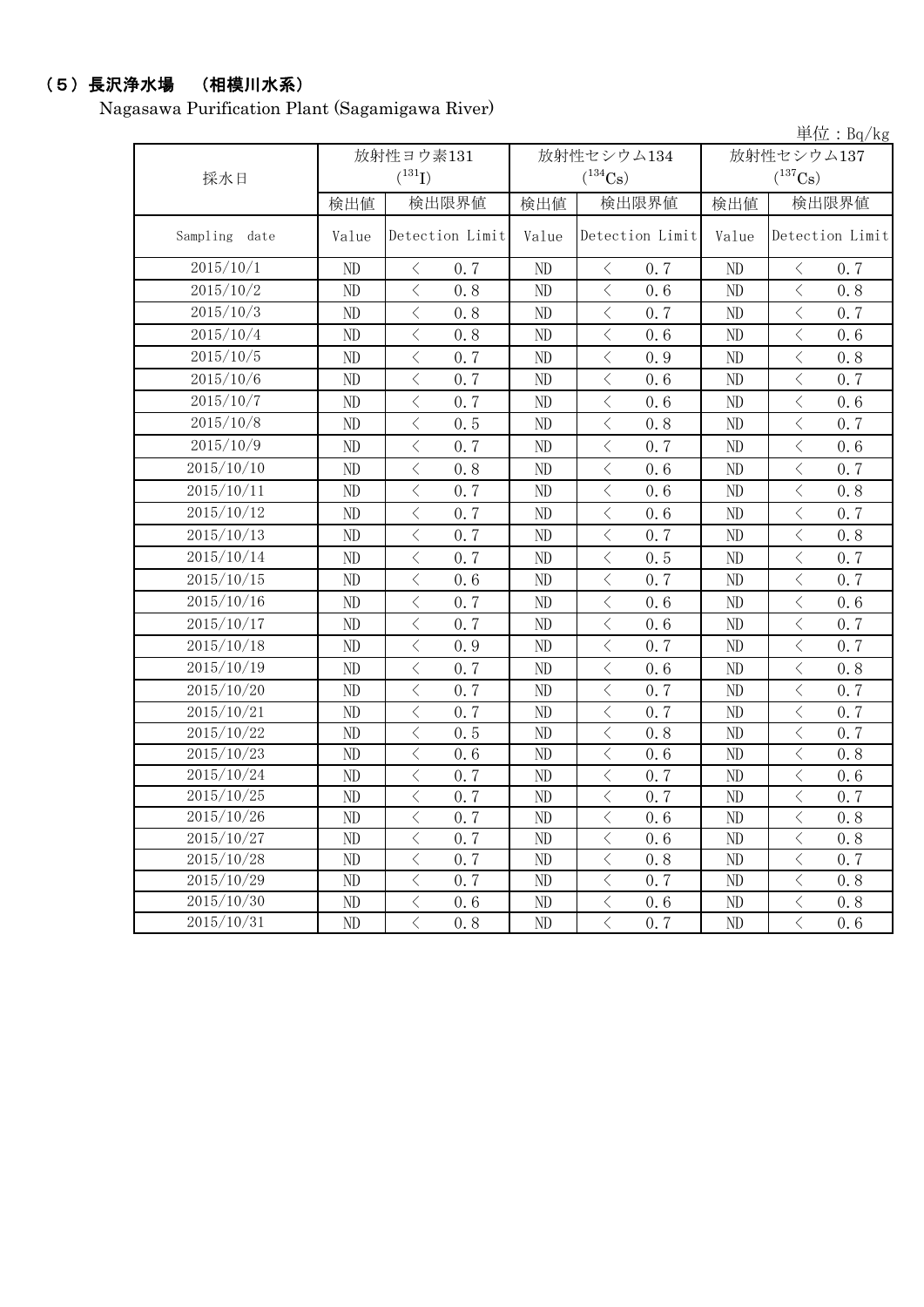## （5）長沢浄水場　（相模川水系）

Nagasawa Purification Plant (Sagamigawa River)

単位：Bq/kg

| 採水日 | 放射性ヨウ素131 ($^{131}$I) | | 放射性セシウム134 ($^{134}$Cs) | | 放射性セシウム137 ($^{137}$Cs) | |
|---|---|---|---|---|---|---|
| | 検出値 | 検出限界値 | 検出値 | 検出限界値 | 検出値 | 検出限界値 |
| Sampling date | Value | Detection Limit | Value | Detection Limit | Value | Detection Limit |
| 2015/10/1 | ND | ＜ 0.7 | ND | ＜ 0.7 | ND | ＜ 0.7 |
| 2015/10/2 | ND | ＜ 0.8 | ND | ＜ 0.6 | ND | ＜ 0.8 |
| 2015/10/3 | ND | ＜ 0.8 | ND | ＜ 0.7 | ND | ＜ 0.7 |
| 2015/10/4 | ND | ＜ 0.8 | ND | ＜ 0.6 | ND | ＜ 0.6 |
| 2015/10/5 | ND | ＜ 0.7 | ND | ＜ 0.9 | ND | ＜ 0.8 |
| 2015/10/6 | ND | ＜ 0.7 | ND | ＜ 0.6 | ND | ＜ 0.7 |
| 2015/10/7 | ND | ＜ 0.7 | ND | ＜ 0.6 | ND | ＜ 0.6 |
| 2015/10/8 | ND | ＜ 0.5 | ND | ＜ 0.8 | ND | ＜ 0.7 |
| 2015/10/9 | ND | ＜ 0.7 | ND | ＜ 0.7 | ND | ＜ 0.6 |
| 2015/10/10 | ND | ＜ 0.8 | ND | ＜ 0.6 | ND | ＜ 0.7 |
| 2015/10/11 | ND | ＜ 0.7 | ND | ＜ 0.6 | ND | ＜ 0.8 |
| 2015/10/12 | ND | ＜ 0.7 | ND | ＜ 0.6 | ND | ＜ 0.7 |
| 2015/10/13 | ND | ＜ 0.7 | ND | ＜ 0.7 | ND | ＜ 0.8 |
| 2015/10/14 | ND | ＜ 0.7 | ND | ＜ 0.5 | ND | ＜ 0.7 |
| 2015/10/15 | ND | ＜ 0.6 | ND | ＜ 0.7 | ND | ＜ 0.7 |
| 2015/10/16 | ND | ＜ 0.7 | ND | ＜ 0.6 | ND | ＜ 0.6 |
| 2015/10/17 | ND | ＜ 0.7 | ND | ＜ 0.6 | ND | ＜ 0.7 |
| 2015/10/18 | ND | ＜ 0.9 | ND | ＜ 0.7 | ND | ＜ 0.7 |
| 2015/10/19 | ND | ＜ 0.7 | ND | ＜ 0.6 | ND | ＜ 0.8 |
| 2015/10/20 | ND | ＜ 0.7 | ND | ＜ 0.7 | ND | ＜ 0.7 |
| 2015/10/21 | ND | ＜ 0.7 | ND | ＜ 0.7 | ND | ＜ 0.7 |
| 2015/10/22 | ND | ＜ 0.5 | ND | ＜ 0.8 | ND | ＜ 0.7 |
| 2015/10/23 | ND | ＜ 0.6 | ND | ＜ 0.6 | ND | ＜ 0.8 |
| 2015/10/24 | ND | ＜ 0.7 | ND | ＜ 0.7 | ND | ＜ 0.6 |
| 2015/10/25 | ND | ＜ 0.7 | ND | ＜ 0.7 | ND | ＜ 0.7 |
| 2015/10/26 | ND | ＜ 0.7 | ND | ＜ 0.6 | ND | ＜ 0.8 |
| 2015/10/27 | ND | ＜ 0.7 | ND | ＜ 0.6 | ND | ＜ 0.8 |
| 2015/10/28 | ND | ＜ 0.7 | ND | ＜ 0.8 | ND | ＜ 0.7 |
| 2015/10/29 | ND | ＜ 0.7 | ND | ＜ 0.7 | ND | ＜ 0.8 |
| 2015/10/30 | ND | ＜ 0.6 | ND | ＜ 0.6 | ND | ＜ 0.8 |
| 2015/10/31 | ND | ＜ 0.8 | ND | ＜ 0.7 | ND | ＜ 0.6 |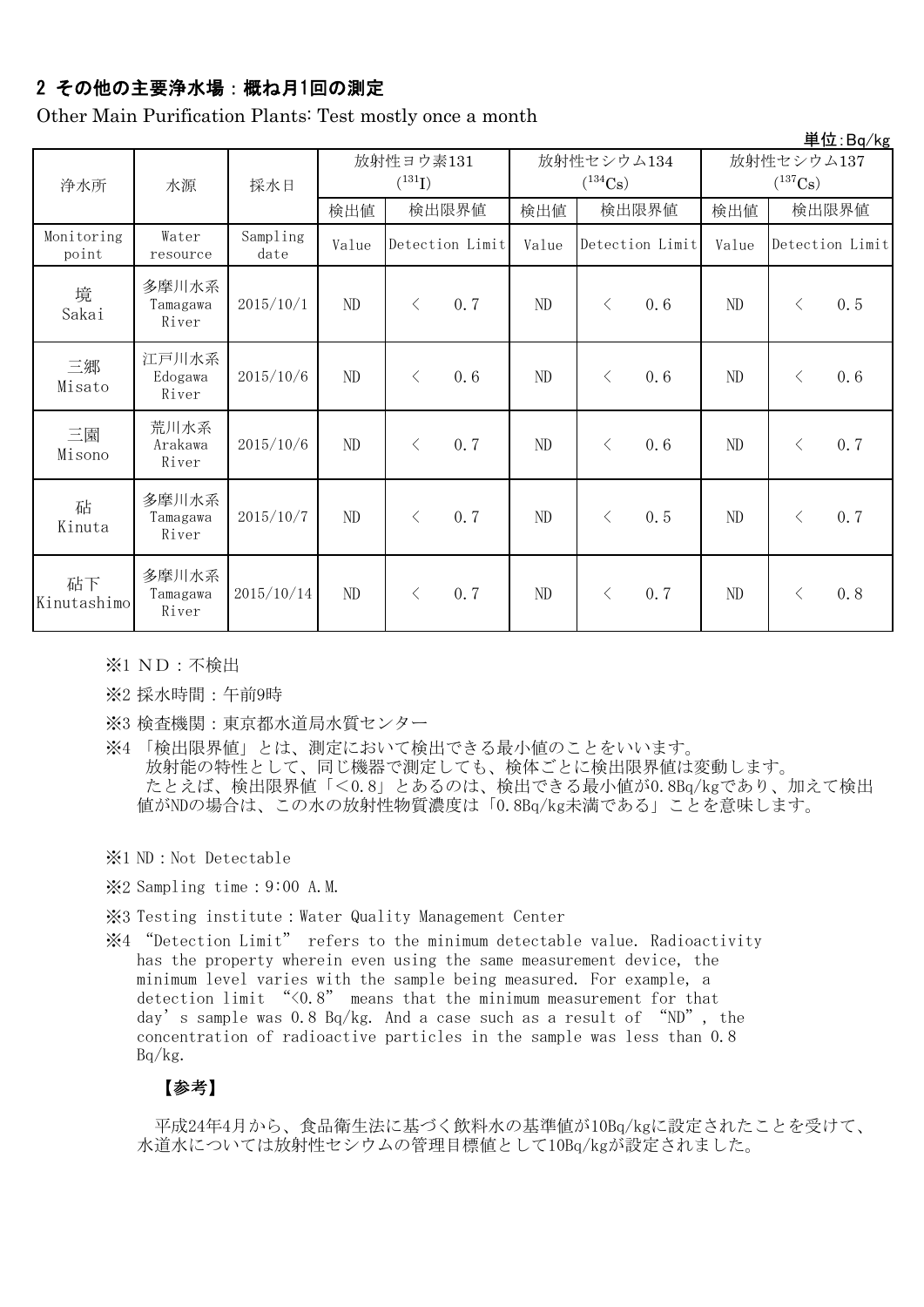## 2 その他の主要浄水場：概ね月1回の測定

Other Main Purification Plants: Test mostly once a month

単位:Bq/kg

| 浄水所 | 水源 | 採水日 | 放射性ヨウ素131 ($^{131}I$) | | 放射性セシウム134 ($^{134}Cs$) | | 放射性セシウム137 ($^{137}Cs$) | |
|---|---|---|---|---|---|---|---|---|
| | | | 検出値 | 検出限界値 | 検出値 | 検出限界値 | 検出値 | 検出限界値 |
| Monitoring point | Water resource | Sampling date | Value | Detection Limit | Value | Detection Limit | Value | Detection Limit |
| 境 Sakai | 多摩川水系 Tamagawa River | 2015/10/1 | ND | ＜ 0.7 | ND | ＜ 0.6 | ND | ＜ 0.5 |
| 三郷 Misato | 江戸川水系 Edogawa River | 2015/10/6 | ND | ＜ 0.6 | ND | ＜ 0.6 | ND | ＜ 0.6 |
| 三園 Misono | 荒川水系 Arakawa River | 2015/10/6 | ND | ＜ 0.7 | ND | ＜ 0.6 | ND | ＜ 0.7 |
| 砧 Kinuta | 多摩川水系 Tamagawa River | 2015/10/7 | ND | ＜ 0.7 | ND | ＜ 0.5 | ND | ＜ 0.7 |
| 砧下 Kinutashimo | 多摩川水系 Tamagawa River | 2015/10/14 | ND | ＜ 0.7 | ND | ＜ 0.7 | ND | ＜ 0.8 |

※1 ＮＤ：不検出

※2 採水時間：午前9時

※3 検査機関：東京都水道局水質センター

※4 「検出限界値」とは、測定において検出できる最小値のことをいいます。
放射能の特性として、同じ機器で測定しても、検体ごとに検出限界値は変動します。
たとえば、検出限界値「<0.8」とあるのは、検出できる最小値が0.8Bq/kgであり、加えて検出値がNDの場合は、この水の放射性物質濃度は「0.8Bq/kg未満である」ことを意味します。

※1 ND：Not Detectable

※2 Sampling time：9:00 A.M.

※3 Testing institute：Water Quality Management Center

※4 "Detection Limit" refers to the minimum detectable value. Radioactivity has the property wherein even using the same measurement device, the minimum level varies with the sample being measured. For example, a detection limit "<0.8" means that the minimum measurement for that day's sample was 0.8 Bq/kg. And a case such as a result of "ND", the concentration of radioactive particles in the sample was less than 0.8 Bq/kg.

**【参考】**

平成24年4月から、食品衛生法に基づく飲料水の基準値が10Bq/kgに設定されたことを受けて、水道水については放射性セシウムの管理目標値として10Bq/kgが設定されました。